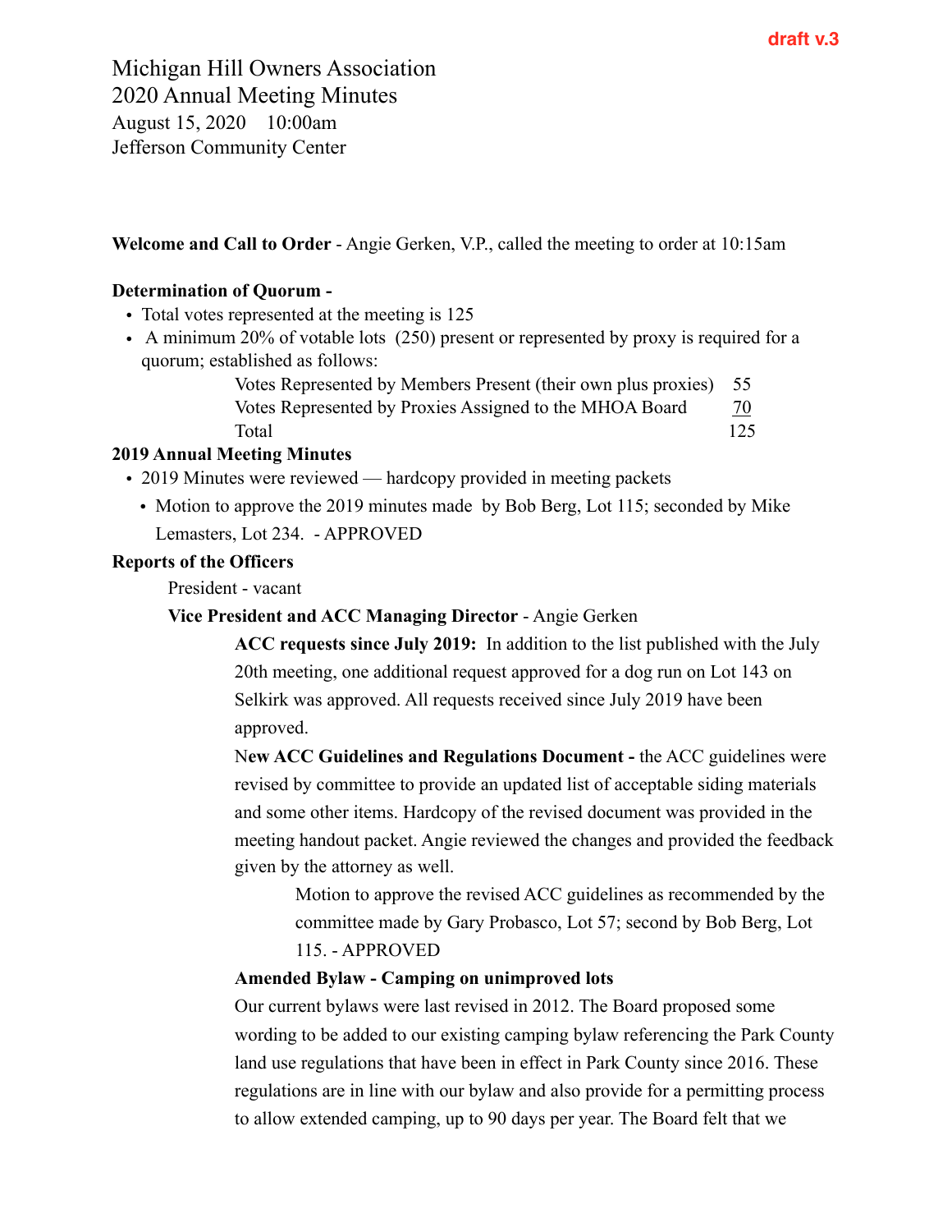draft v.3

# Michigan Hill Owners Association
## 2020 Annual Meeting Minutes

August 15, 2020 10:00am
Jefferson Community Center

**Welcome and Call to Order** - Angie Gerken, V.P., called the meeting to order at 10:15am

**Determination of Quorum -**

- Total votes represented at the meeting is 125
- A minimum 20% of votable lots (250) present or represented by proxy is required for a quorum; established as follows:

| | |
|---|---|
| Votes Represented by Members Present (their own plus proxies) | 55 |
| Votes Represented by Proxies Assigned to the MHOA Board | 70 |
| Total | 125 |

**2019 Annual Meeting Minutes**

- 2019 Minutes were reviewed — hardcopy provided in meeting packets
  - Motion to approve the 2019 minutes made by Bob Berg, Lot 115; seconded by Mike Lemasters, Lot 234. - APPROVED

**Reports of the Officers**

President - vacant

**Vice President and ACC Managing Director** - Angie Gerken

**ACC requests since July 2019:** In addition to the list published with the July 20th meeting, one additional request approved for a dog run on Lot 143 on Selkirk was approved. All requests received since July 2019 have been approved.

N**ew ACC Guidelines and Regulations Document -** the ACC guidelines were revised by committee to provide an updated list of acceptable siding materials and some other items. Hardcopy of the revised document was provided in the meeting handout packet. Angie reviewed the changes and provided the feedback given by the attorney as well.

Motion to approve the revised ACC guidelines as recommended by the committee made by Gary Probasco, Lot 57; second by Bob Berg, Lot 115. - APPROVED

**Amended Bylaw - Camping on unimproved lots**

Our current bylaws were last revised in 2012. The Board proposed some wording to be added to our existing camping bylaw referencing the Park County land use regulations that have been in effect in Park County since 2016. These regulations are in line with our bylaw and also provide for a permitting process to allow extended camping, up to 90 days per year. The Board felt that we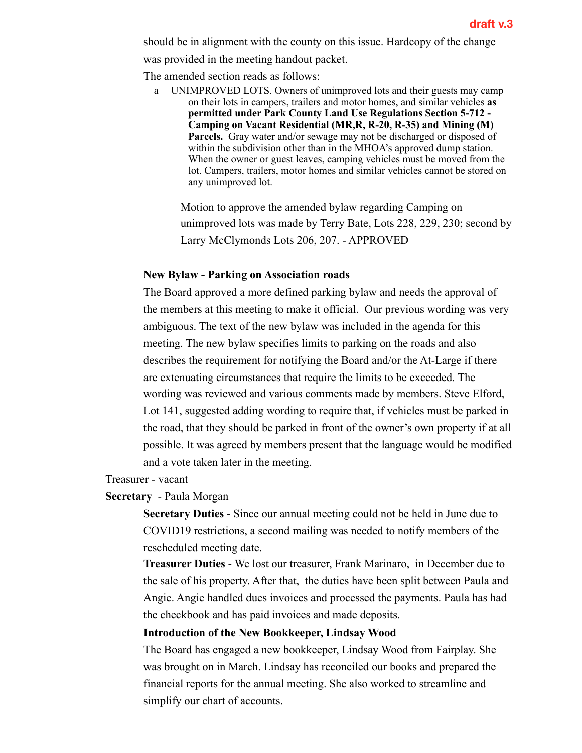**draft v.3**

should be in alignment with the county on this issue. Hardcopy of the change was provided in the meeting handout packet.

The amended section reads as follows:

a UNIMPROVED LOTS. Owners of unimproved lots and their guests may camp on their lots in campers, trailers and motor homes, and similar vehicles **as permitted under Park County Land Use Regulations Section 5-712 - Camping on Vacant Residential (MR,R, R-20, R-35) and Mining (M) Parcels.** Gray water and/or sewage may not be discharged or disposed of within the subdivision other than in the MHOA's approved dump station. When the owner or guest leaves, camping vehicles must be moved from the lot. Campers, trailers, motor homes and similar vehicles cannot be stored on any unimproved lot.

Motion to approve the amended bylaw regarding Camping on unimproved lots was made by Terry Bate, Lots 228, 229, 230; second by Larry McClymonds Lots 206, 207. - APPROVED

**New Bylaw - Parking on Association roads**

The Board approved a more defined parking bylaw and needs the approval of the members at this meeting to make it official. Our previous wording was very ambiguous. The text of the new bylaw was included in the agenda for this meeting. The new bylaw specifies limits to parking on the roads and also describes the requirement for notifying the Board and/or the At-Large if there are extenuating circumstances that require the limits to be exceeded. The wording was reviewed and various comments made by members. Steve Elford, Lot 141, suggested adding wording to require that, if vehicles must be parked in the road, that they should be parked in front of the owner's own property if at all possible. It was agreed by members present that the language would be modified and a vote taken later in the meeting.

Treasurer - vacant

**Secretary** - Paula Morgan

**Secretary Duties** - Since our annual meeting could not be held in June due to COVID19 restrictions, a second mailing was needed to notify members of the rescheduled meeting date.

**Treasurer Duties** - We lost our treasurer, Frank Marinaro, in December due to the sale of his property. After that, the duties have been split between Paula and Angie. Angie handled dues invoices and processed the payments. Paula has had the checkbook and has paid invoices and made deposits.

**Introduction of the New Bookkeeper, Lindsay Wood**

The Board has engaged a new bookkeeper, Lindsay Wood from Fairplay. She was brought on in March. Lindsay has reconciled our books and prepared the financial reports for the annual meeting. She also worked to streamline and simplify our chart of accounts.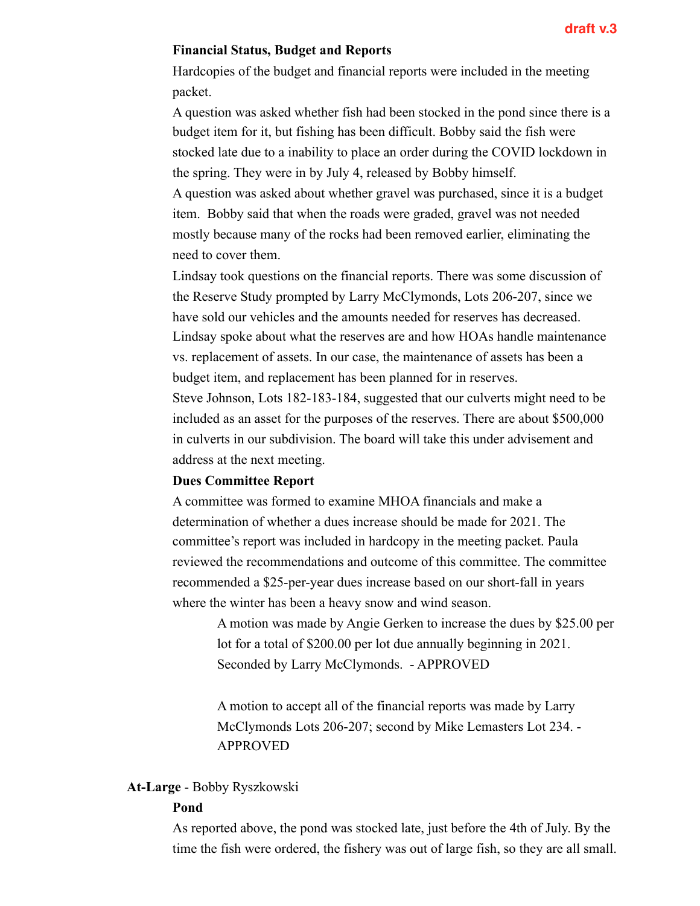draft v.3

**Financial Status, Budget and Reports**

Hardcopies of the budget and financial reports were included in the meeting packet.

A question was asked whether fish had been stocked in the pond since there is a budget item for it, but fishing has been difficult. Bobby said the fish were stocked late due to a inability to place an order during the COVID lockdown in the spring. They were in by July 4, released by Bobby himself.

A question was asked about whether gravel was purchased, since it is a budget item. Bobby said that when the roads were graded, gravel was not needed mostly because many of the rocks had been removed earlier, eliminating the need to cover them.

Lindsay took questions on the financial reports. There was some discussion of the Reserve Study prompted by Larry McClymonds, Lots 206-207, since we have sold our vehicles and the amounts needed for reserves has decreased. Lindsay spoke about what the reserves are and how HOAs handle maintenance vs. replacement of assets. In our case, the maintenance of assets has been a budget item, and replacement has been planned for in reserves.

Steve Johnson, Lots 182-183-184, suggested that our culverts might need to be included as an asset for the purposes of the reserves. There are about $500,000 in culverts in our subdivision. The board will take this under advisement and address at the next meeting.

**Dues Committee Report**

A committee was formed to examine MHOA financials and make a determination of whether a dues increase should be made for 2021. The committee's report was included in hardcopy in the meeting packet. Paula reviewed the recommendations and outcome of this committee. The committee recommended a $25-per-year dues increase based on our short-fall in years where the winter has been a heavy snow and wind season.

> A motion was made by Angie Gerken to increase the dues by $25.00 per lot for a total of $200.00 per lot due annually beginning in 2021. Seconded by Larry McClymonds. - APPROVED
>
> A motion to accept all of the financial reports was made by Larry McClymonds Lots 206-207; second by Mike Lemasters Lot 234. - APPROVED

**At-Large** - Bobby Ryszkowski

**Pond**

As reported above, the pond was stocked late, just before the 4th of July. By the time the fish were ordered, the fishery was out of large fish, so they are all small.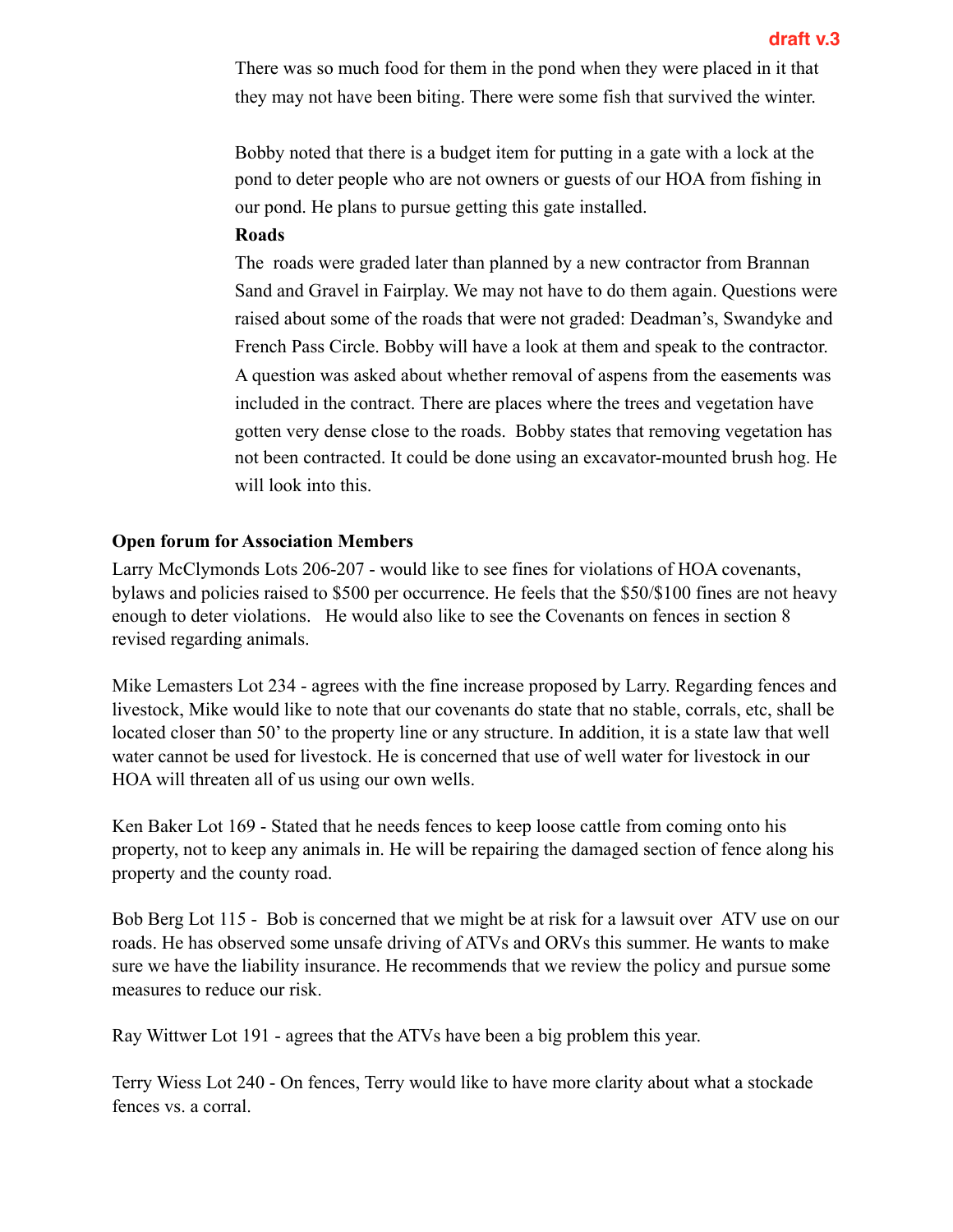draft v.3

There was so much food for them in the pond when they were placed in it that they may not have been biting. There were some fish that survived the winter.

Bobby noted that there is a budget item for putting in a gate with a lock at the pond to deter people who are not owners or guests of our HOA from fishing in our pond. He plans to pursue getting this gate installed.

**Roads**

The roads were graded later than planned by a new contractor from Brannan Sand and Gravel in Fairplay. We may not have to do them again. Questions were raised about some of the roads that were not graded: Deadman's, Swandyke and French Pass Circle. Bobby will have a look at them and speak to the contractor. A question was asked about whether removal of aspens from the easements was included in the contract. There are places where the trees and vegetation have gotten very dense close to the roads. Bobby states that removing vegetation has not been contracted. It could be done using an excavator-mounted brush hog. He will look into this.

**Open forum for Association Members**

Larry McClymonds Lots 206-207 - would like to see fines for violations of HOA covenants, bylaws and policies raised to $500 per occurrence. He feels that the $50/$100 fines are not heavy enough to deter violations. He would also like to see the Covenants on fences in section 8 revised regarding animals.

Mike Lemasters Lot 234 - agrees with the fine increase proposed by Larry. Regarding fences and livestock, Mike would like to note that our covenants do state that no stable, corrals, etc, shall be located closer than 50' to the property line or any structure. In addition, it is a state law that well water cannot be used for livestock. He is concerned that use of well water for livestock in our HOA will threaten all of us using our own wells.

Ken Baker Lot 169 - Stated that he needs fences to keep loose cattle from coming onto his property, not to keep any animals in. He will be repairing the damaged section of fence along his property and the county road.

Bob Berg Lot 115 - Bob is concerned that we might be at risk for a lawsuit over ATV use on our roads. He has observed some unsafe driving of ATVs and ORVs this summer. He wants to make sure we have the liability insurance. He recommends that we review the policy and pursue some measures to reduce our risk.

Ray Wittwer Lot 191 - agrees that the ATVs have been a big problem this year.

Terry Wiess Lot 240 - On fences, Terry would like to have more clarity about what a stockade fences vs. a corral.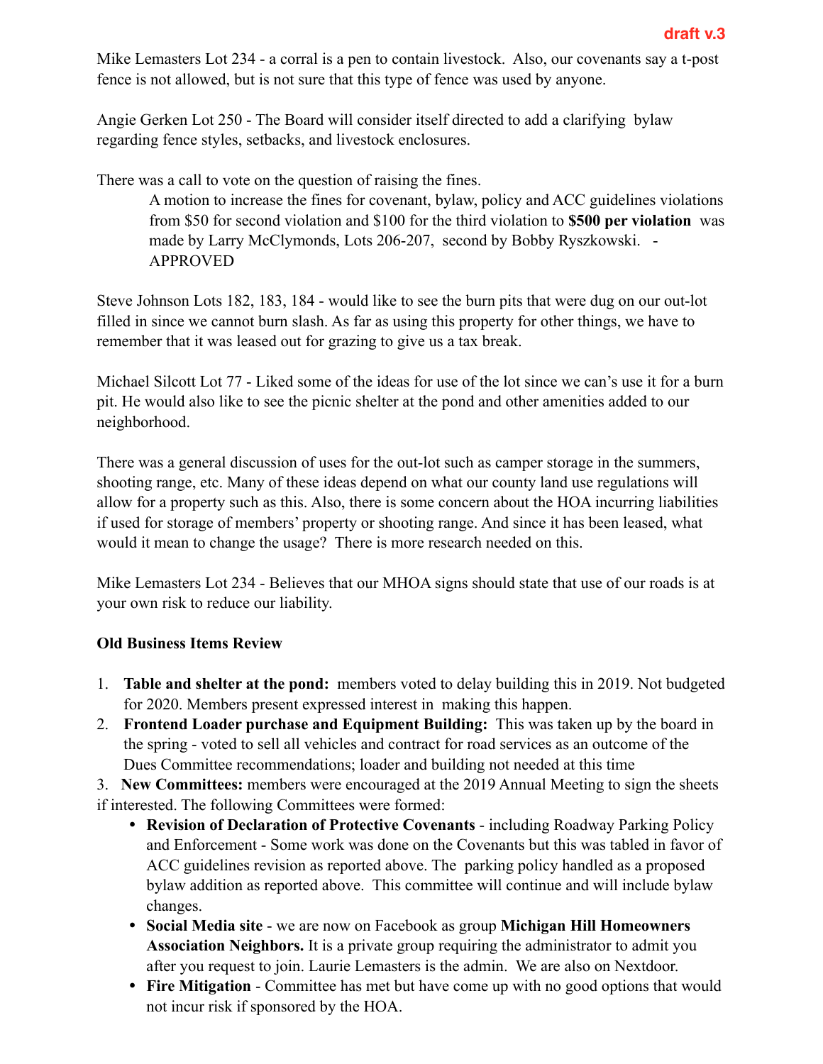draft v.3

Mike Lemasters Lot 234 - a corral is a pen to contain livestock. Also, our covenants say a t-post fence is not allowed, but is not sure that this type of fence was used by anyone.

Angie Gerken Lot 250 - The Board will consider itself directed to add a clarifying bylaw regarding fence styles, setbacks, and livestock enclosures.

There was a call to vote on the question of raising the fines.

> A motion to increase the fines for covenant, bylaw, policy and ACC guidelines violations from $50 for second violation and $100 for the third violation to **$500 per violation** was made by Larry McClymonds, Lots 206-207, second by Bobby Ryszkowski. - APPROVED

Steve Johnson Lots 182, 183, 184 - would like to see the burn pits that were dug on our out-lot filled in since we cannot burn slash. As far as using this property for other things, we have to remember that it was leased out for grazing to give us a tax break.

Michael Silcott Lot 77 - Liked some of the ideas for use of the lot since we can's use it for a burn pit. He would also like to see the picnic shelter at the pond and other amenities added to our neighborhood.

There was a general discussion of uses for the out-lot such as camper storage in the summers, shooting range, etc. Many of these ideas depend on what our county land use regulations will allow for a property such as this. Also, there is some concern about the HOA incurring liabilities if used for storage of members' property or shooting range. And since it has been leased, what would it mean to change the usage? There is more research needed on this.

Mike Lemasters Lot 234 - Believes that our MHOA signs should state that use of our roads is at your own risk to reduce our liability.

**Old Business Items Review**

1. **Table and shelter at the pond:** members voted to delay building this in 2019. Not budgeted for 2020. Members present expressed interest in making this happen.
2. **Frontend Loader purchase and Equipment Building:** This was taken up by the board in the spring - voted to sell all vehicles and contract for road services as an outcome of the Dues Committee recommendations; loader and building not needed at this time
3. **New Committees:** members were encouraged at the 2019 Annual Meeting to sign the sheets if interested. The following Committees were formed:
   - **Revision of Declaration of Protective Covenants** - including Roadway Parking Policy and Enforcement - Some work was done on the Covenants but this was tabled in favor of ACC guidelines revision as reported above. The parking policy handled as a proposed bylaw addition as reported above. This committee will continue and will include bylaw changes.
   - **Social Media site** - we are now on Facebook as group **Michigan Hill Homeowners Association Neighbors.** It is a private group requiring the administrator to admit you after you request to join. Laurie Lemasters is the admin. We are also on Nextdoor.
   - **Fire Mitigation** - Committee has met but have come up with no good options that would not incur risk if sponsored by the HOA.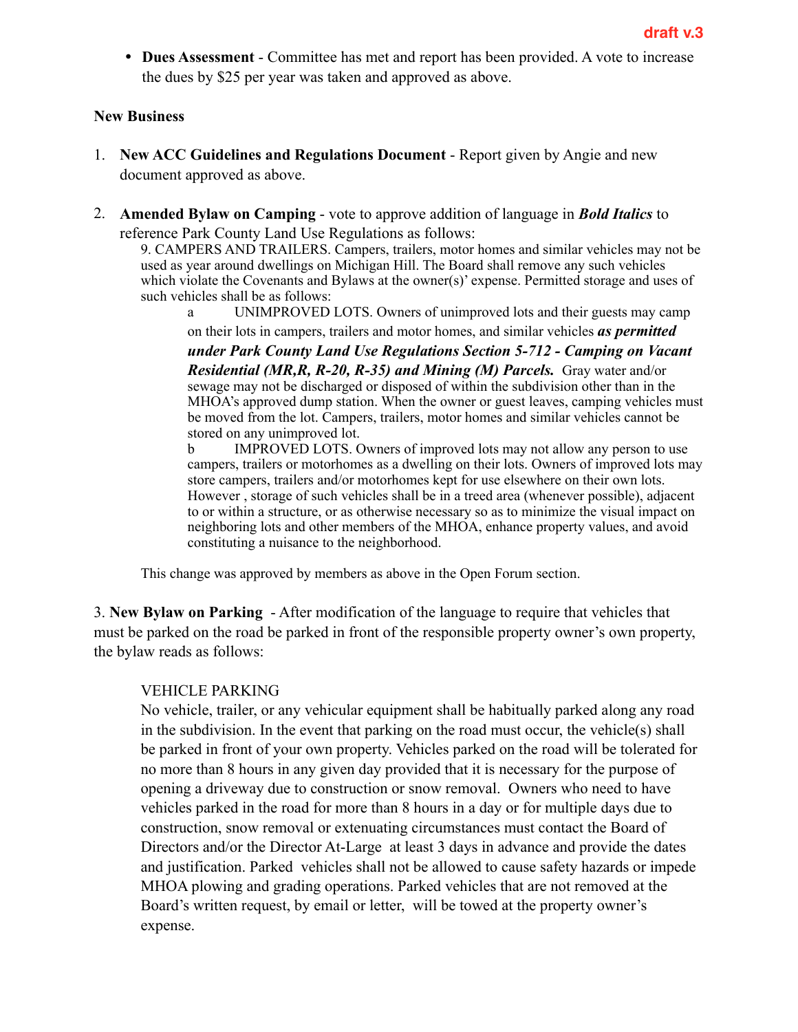draft v.3

- **Dues Assessment** - Committee has met and report has been provided. A vote to increase the dues by $25 per year was taken and approved as above.

**New Business**

1. **New ACC Guidelines and Regulations Document** - Report given by Angie and new document approved as above.

2. **Amended Bylaw on Camping** - vote to approve addition of language in ***Bold Italics*** to reference Park County Land Use Regulations as follows:

   9. CAMPERS AND TRAILERS. Campers, trailers, motor homes and similar vehicles may not be used as year around dwellings on Michigan Hill. The Board shall remove any such vehicles which violate the Covenants and Bylaws at the owner(s)' expense. Permitted storage and uses of such vehicles shall be as follows:

   a UNIMPROVED LOTS. Owners of unimproved lots and their guests may camp on their lots in campers, trailers and motor homes, and similar vehicles ***as permitted under Park County Land Use Regulations Section 5-712 - Camping on Vacant Residential (MR,R, R-20, R-35) and Mining (M) Parcels.*** Gray water and/or sewage may not be discharged or disposed of within the subdivision other than in the MHOA's approved dump station. When the owner or guest leaves, camping vehicles must be moved from the lot. Campers, trailers, motor homes and similar vehicles cannot be stored on any unimproved lot.

   b IMPROVED LOTS. Owners of improved lots may not allow any person to use campers, trailers or motorhomes as a dwelling on their lots. Owners of improved lots may store campers, trailers and/or motorhomes kept for use elsewhere on their own lots. However , storage of such vehicles shall be in a treed area (whenever possible), adjacent to or within a structure, or as otherwise necessary so as to minimize the visual impact on neighboring lots and other members of the MHOA, enhance property values, and avoid constituting a nuisance to the neighborhood.

   This change was approved by members as above in the Open Forum section.

3. **New Bylaw on Parking** - After modification of the language to require that vehicles that must be parked on the road be parked in front of the responsible property owner's own property, the bylaw reads as follows:

   VEHICLE PARKING
   No vehicle, trailer, or any vehicular equipment shall be habitually parked along any road in the subdivision. In the event that parking on the road must occur, the vehicle(s) shall be parked in front of your own property. Vehicles parked on the road will be tolerated for no more than 8 hours in any given day provided that it is necessary for the purpose of opening a driveway due to construction or snow removal. Owners who need to have vehicles parked in the road for more than 8 hours in a day or for multiple days due to construction, snow removal or extenuating circumstances must contact the Board of Directors and/or the Director At-Large at least 3 days in advance and provide the dates and justification. Parked vehicles shall not be allowed to cause safety hazards or impede MHOA plowing and grading operations. Parked vehicles that are not removed at the Board's written request, by email or letter, will be towed at the property owner's expense.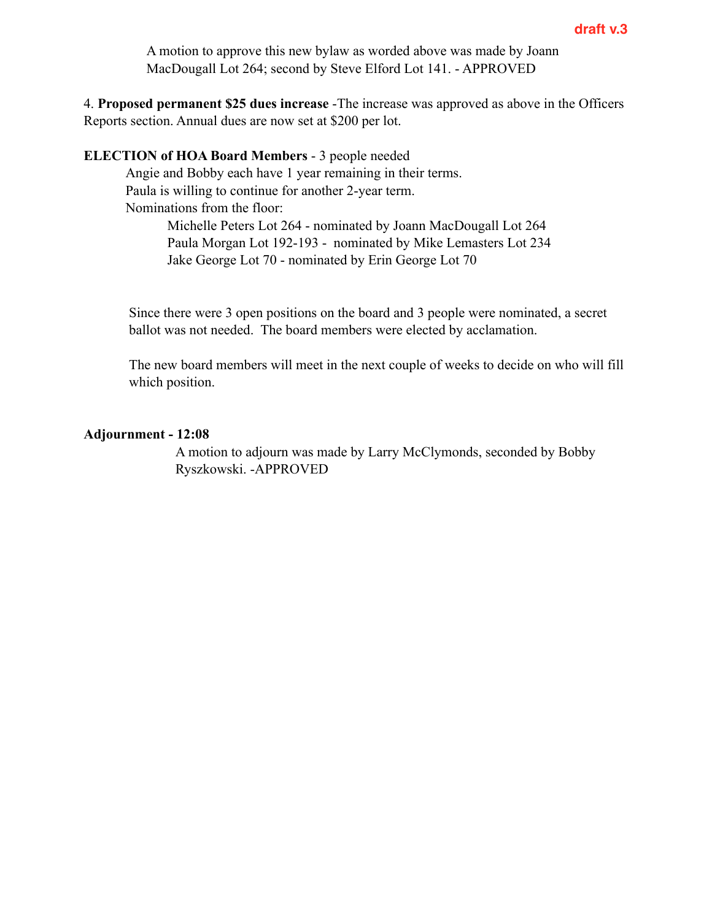draft v.3

A motion to approve this new bylaw as worded above was made by Joann MacDougall Lot 264; second by Steve Elford Lot 141. - APPROVED

4. **Proposed permanent $25 dues increase** -The increase was approved as above in the Officers Reports section. Annual dues are now set at $200 per lot.

**ELECTION of HOA Board Members** - 3 people needed

Angie and Bobby each have 1 year remaining in their terms.
Paula is willing to continue for another 2-year term.
Nominations from the floor:

Michelle Peters Lot 264 - nominated by Joann MacDougall Lot 264
Paula Morgan Lot 192-193 - nominated by Mike Lemasters Lot 234
Jake George Lot 70 - nominated by Erin George Lot 70

Since there were 3 open positions on the board and 3 people were nominated, a secret ballot was not needed. The board members were elected by acclamation.

The new board members will meet in the next couple of weeks to decide on who will fill which position.

**Adjournment - 12:08**

A motion to adjourn was made by Larry McClymonds, seconded by Bobby Ryszkowski. -APPROVED